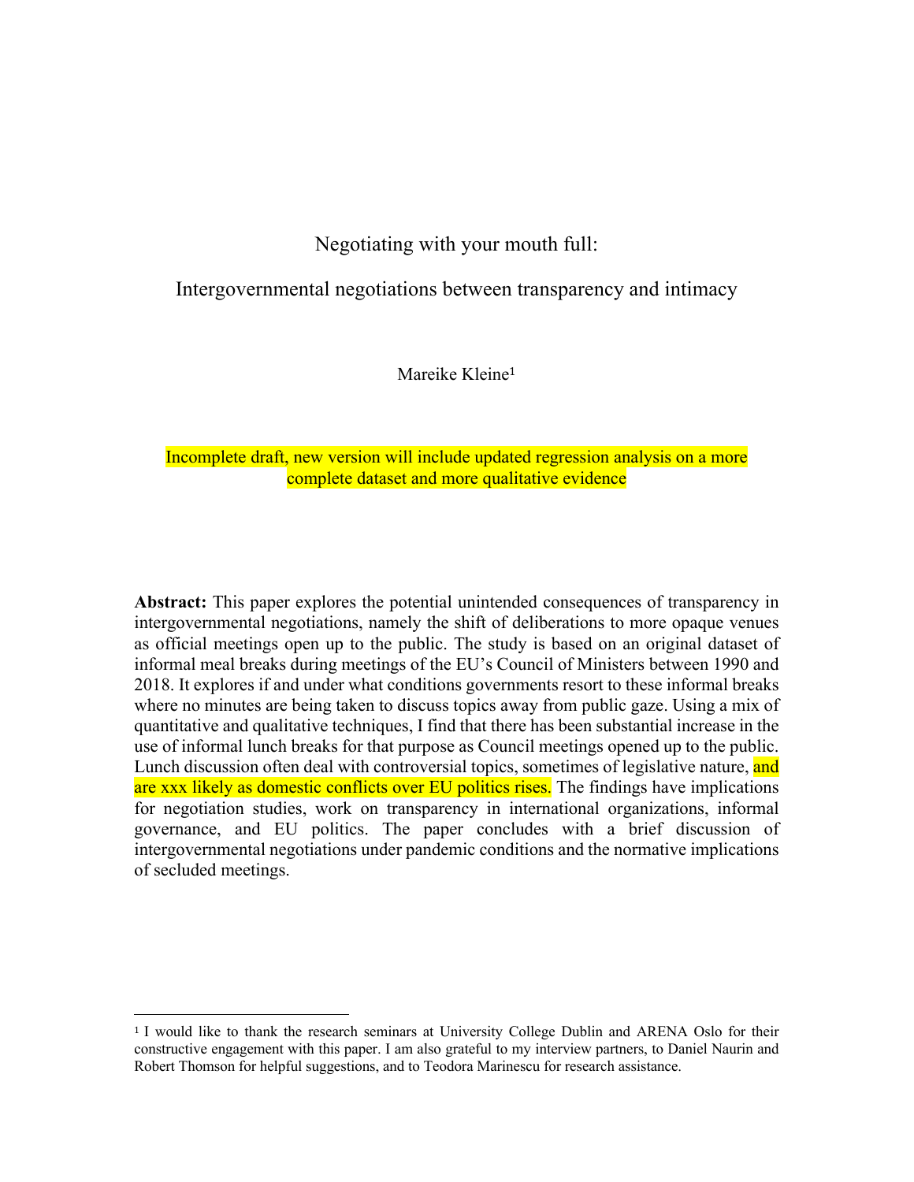# Negotiating with your mouth full:

## Intergovernmental negotiations between transparency and intimacy

Mareike Kleine[1]

Incomplete draft, new version will include updated regression analysis on a more complete dataset and more qualitative evidence

**Abstract:** This paper explores the potential unintended consequences of transparency in intergovernmental negotiations, namely the shift of deliberations to more opaque venues as official meetings open up to the public. The study is based on an original dataset of informal meal breaks during meetings of the EU's Council of Ministers between 1990 and 2018. It explores if and under what conditions governments resort to these informal breaks where no minutes are being taken to discuss topics away from public gaze. Using a mix of quantitative and qualitative techniques, I find that there has been substantial increase in the use of informal lunch breaks for that purpose as Council meetings opened up to the public. Lunch discussion often deal with controversial topics, sometimes of legislative nature, and are xxx likely as domestic conflicts over EU politics rises. The findings have implications for negotiation studies, work on transparency in international organizations, informal governance, and EU politics. The paper concludes with a brief discussion of intergovernmental negotiations under pandemic conditions and the normative implications of secluded meetings.

---

[1] I would like to thank the research seminars at University College Dublin and ARENA Oslo for their constructive engagement with this paper. I am also grateful to my interview partners, to Daniel Naurin and Robert Thomson for helpful suggestions, and to Teodora Marinescu for research assistance.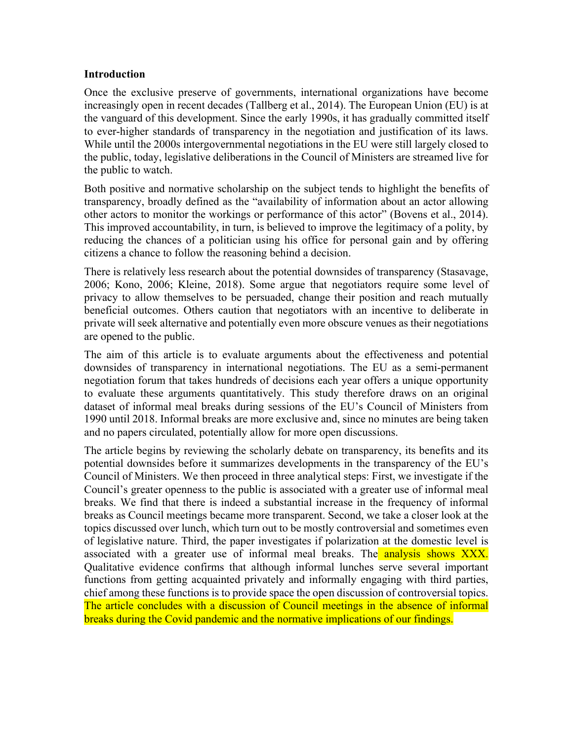**Introduction**

Once the exclusive preserve of governments, international organizations have become increasingly open in recent decades (Tallberg et al., 2014). The European Union (EU) is at the vanguard of this development. Since the early 1990s, it has gradually committed itself to ever-higher standards of transparency in the negotiation and justification of its laws. While until the 2000s intergovernmental negotiations in the EU were still largely closed to the public, today, legislative deliberations in the Council of Ministers are streamed live for the public to watch.

Both positive and normative scholarship on the subject tends to highlight the benefits of transparency, broadly defined as the "availability of information about an actor allowing other actors to monitor the workings or performance of this actor" (Bovens et al., 2014). This improved accountability, in turn, is believed to improve the legitimacy of a polity, by reducing the chances of a politician using his office for personal gain and by offering citizens a chance to follow the reasoning behind a decision.

There is relatively less research about the potential downsides of transparency (Stasavage, 2006; Kono, 2006; Kleine, 2018). Some argue that negotiators require some level of privacy to allow themselves to be persuaded, change their position and reach mutually beneficial outcomes. Others caution that negotiators with an incentive to deliberate in private will seek alternative and potentially even more obscure venues as their negotiations are opened to the public.

The aim of this article is to evaluate arguments about the effectiveness and potential downsides of transparency in international negotiations. The EU as a semi-permanent negotiation forum that takes hundreds of decisions each year offers a unique opportunity to evaluate these arguments quantitatively. This study therefore draws on an original dataset of informal meal breaks during sessions of the EU's Council of Ministers from 1990 until 2018. Informal breaks are more exclusive and, since no minutes are being taken and no papers circulated, potentially allow for more open discussions.

The article begins by reviewing the scholarly debate on transparency, its benefits and its potential downsides before it summarizes developments in the transparency of the EU's Council of Ministers. We then proceed in three analytical steps: First, we investigate if the Council's greater openness to the public is associated with a greater use of informal meal breaks. We find that there is indeed a substantial increase in the frequency of informal breaks as Council meetings became more transparent. Second, we take a closer look at the topics discussed over lunch, which turn out to be mostly controversial and sometimes even of legislative nature. Third, the paper investigates if polarization at the domestic level is associated with a greater use of informal meal breaks. The analysis shows XXX. Qualitative evidence confirms that although informal lunches serve several important functions from getting acquainted privately and informally engaging with third parties, chief among these functions is to provide space the open discussion of controversial topics. The article concludes with a discussion of Council meetings in the absence of informal breaks during the Covid pandemic and the normative implications of our findings.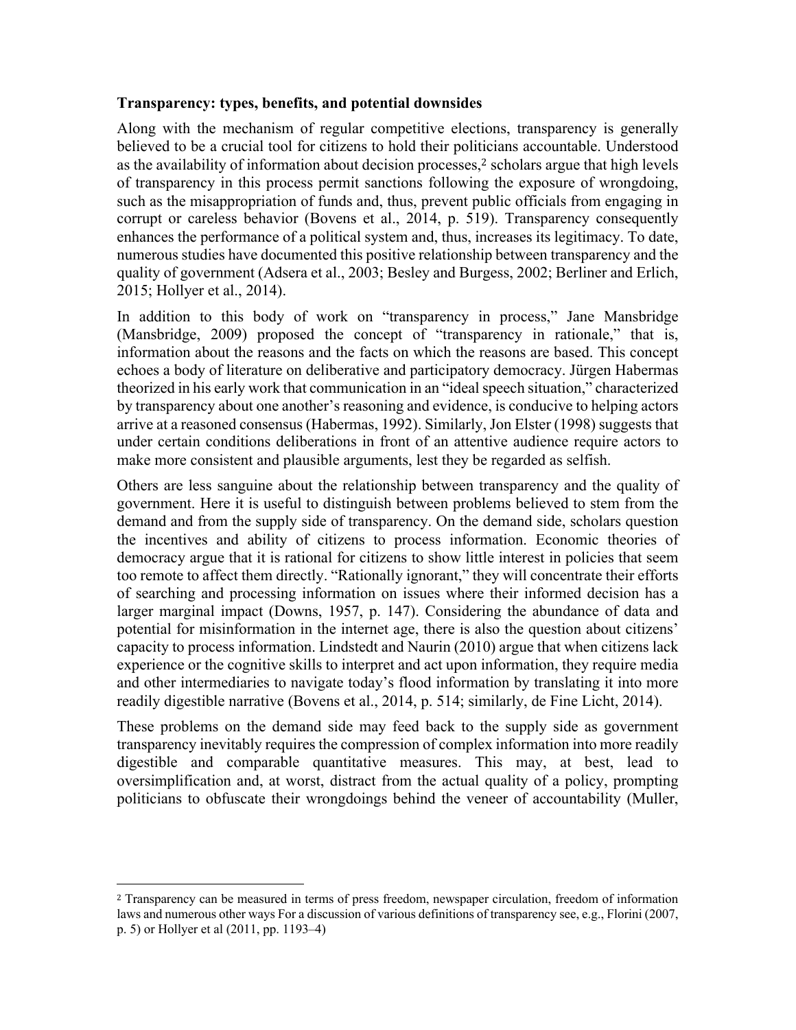**Transparency: types, benefits, and potential downsides**

Along with the mechanism of regular competitive elections, transparency is generally believed to be a crucial tool for citizens to hold their politicians accountable. Understood as the availability of information about decision processes,[2] scholars argue that high levels of transparency in this process permit sanctions following the exposure of wrongdoing, such as the misappropriation of funds and, thus, prevent public officials from engaging in corrupt or careless behavior (Bovens et al., 2014, p. 519). Transparency consequently enhances the performance of a political system and, thus, increases its legitimacy. To date, numerous studies have documented this positive relationship between transparency and the quality of government (Adsera et al., 2003; Besley and Burgess, 2002; Berliner and Erlich, 2015; Hollyer et al., 2014).

In addition to this body of work on "transparency in process," Jane Mansbridge (Mansbridge, 2009) proposed the concept of "transparency in rationale," that is, information about the reasons and the facts on which the reasons are based. This concept echoes a body of literature on deliberative and participatory democracy. Jürgen Habermas theorized in his early work that communication in an "ideal speech situation," characterized by transparency about one another's reasoning and evidence, is conducive to helping actors arrive at a reasoned consensus (Habermas, 1992). Similarly, Jon Elster (1998) suggests that under certain conditions deliberations in front of an attentive audience require actors to make more consistent and plausible arguments, lest they be regarded as selfish.

Others are less sanguine about the relationship between transparency and the quality of government. Here it is useful to distinguish between problems believed to stem from the demand and from the supply side of transparency. On the demand side, scholars question the incentives and ability of citizens to process information. Economic theories of democracy argue that it is rational for citizens to show little interest in policies that seem too remote to affect them directly. "Rationally ignorant," they will concentrate their efforts of searching and processing information on issues where their informed decision has a larger marginal impact (Downs, 1957, p. 147). Considering the abundance of data and potential for misinformation in the internet age, there is also the question about citizens' capacity to process information. Lindstedt and Naurin (2010) argue that when citizens lack experience or the cognitive skills to interpret and act upon information, they require media and other intermediaries to navigate today's flood information by translating it into more readily digestible narrative (Bovens et al., 2014, p. 514; similarly, de Fine Licht, 2014).

These problems on the demand side may feed back to the supply side as government transparency inevitably requires the compression of complex information into more readily digestible and comparable quantitative measures. This may, at best, lead to oversimplification and, at worst, distract from the actual quality of a policy, prompting politicians to obfuscate their wrongdoings behind the veneer of accountability (Muller,

[2] Transparency can be measured in terms of press freedom, newspaper circulation, freedom of information laws and numerous other ways For a discussion of various definitions of transparency see, e.g., Florini (2007, p. 5) or Hollyer et al (2011, pp. 1193–4)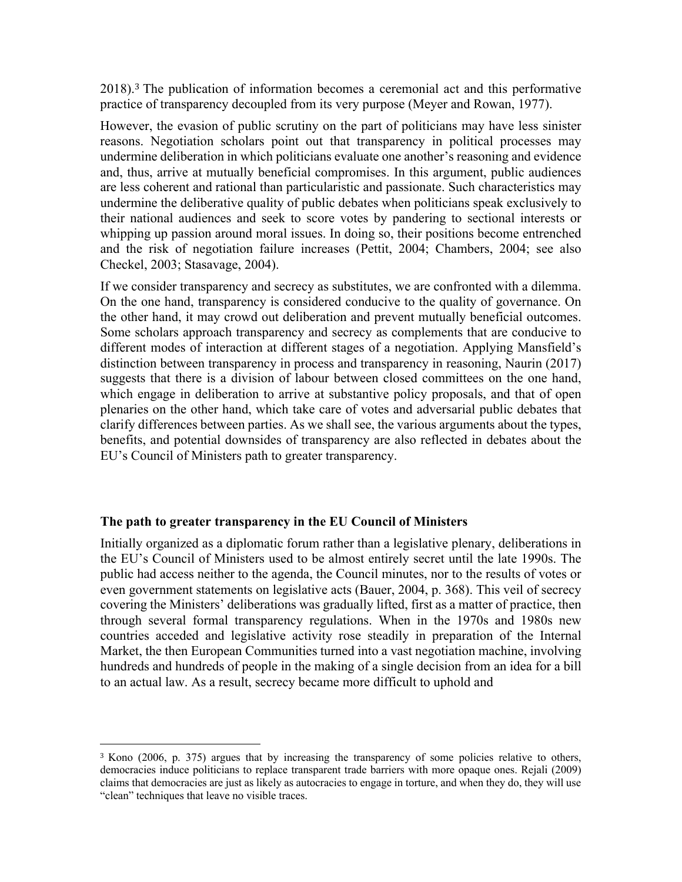2018).[3] The publication of information becomes a ceremonial act and this performative practice of transparency decoupled from its very purpose (Meyer and Rowan, 1977).

However, the evasion of public scrutiny on the part of politicians may have less sinister reasons. Negotiation scholars point out that transparency in political processes may undermine deliberation in which politicians evaluate one another's reasoning and evidence and, thus, arrive at mutually beneficial compromises. In this argument, public audiences are less coherent and rational than particularistic and passionate. Such characteristics may undermine the deliberative quality of public debates when politicians speak exclusively to their national audiences and seek to score votes by pandering to sectional interests or whipping up passion around moral issues. In doing so, their positions become entrenched and the risk of negotiation failure increases (Pettit, 2004; Chambers, 2004; see also Checkel, 2003; Stasavage, 2004).

If we consider transparency and secrecy as substitutes, we are confronted with a dilemma. On the one hand, transparency is considered conducive to the quality of governance. On the other hand, it may crowd out deliberation and prevent mutually beneficial outcomes. Some scholars approach transparency and secrecy as complements that are conducive to different modes of interaction at different stages of a negotiation. Applying Mansfield's distinction between transparency in process and transparency in reasoning, Naurin (2017) suggests that there is a division of labour between closed committees on the one hand, which engage in deliberation to arrive at substantive policy proposals, and that of open plenaries on the other hand, which take care of votes and adversarial public debates that clarify differences between parties. As we shall see, the various arguments about the types, benefits, and potential downsides of transparency are also reflected in debates about the EU's Council of Ministers path to greater transparency.

### The path to greater transparency in the EU Council of Ministers

Initially organized as a diplomatic forum rather than a legislative plenary, deliberations in the EU's Council of Ministers used to be almost entirely secret until the late 1990s. The public had access neither to the agenda, the Council minutes, nor to the results of votes or even government statements on legislative acts (Bauer, 2004, p. 368). This veil of secrecy covering the Ministers' deliberations was gradually lifted, first as a matter of practice, then through several formal transparency regulations. When in the 1970s and 1980s new countries acceded and legislative activity rose steadily in preparation of the Internal Market, the then European Communities turned into a vast negotiation machine, involving hundreds and hundreds of people in the making of a single decision from an idea for a bill to an actual law. As a result, secrecy became more difficult to uphold and

---

[3] Kono (2006, p. 375) argues that by increasing the transparency of some policies relative to others, democracies induce politicians to replace transparent trade barriers with more opaque ones. Rejali (2009) claims that democracies are just as likely as autocracies to engage in torture, and when they do, they will use "clean" techniques that leave no visible traces.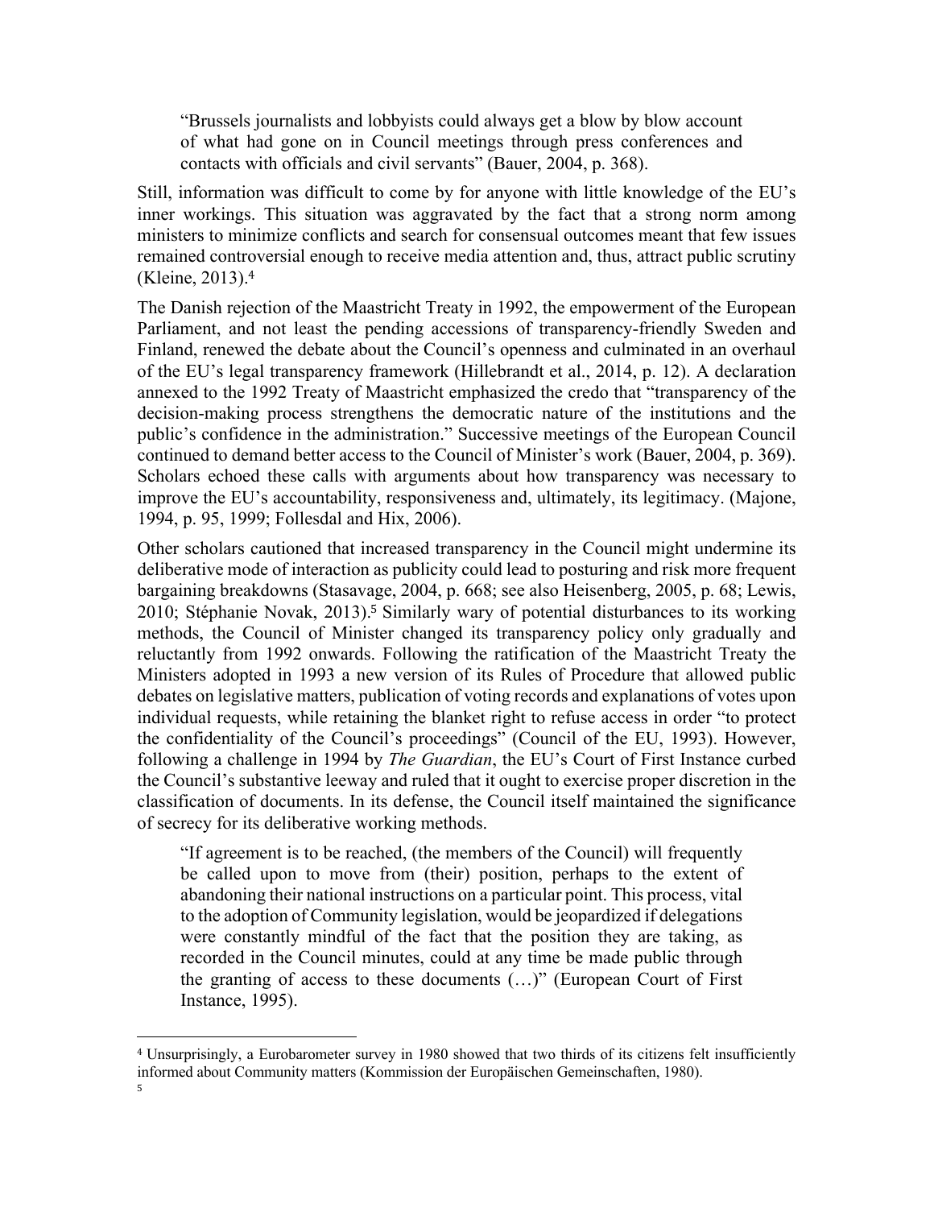> "Brussels journalists and lobbyists could always get a blow by blow account of what had gone on in Council meetings through press conferences and contacts with officials and civil servants" (Bauer, 2004, p. 368).

Still, information was difficult to come by for anyone with little knowledge of the EU's inner workings. This situation was aggravated by the fact that a strong norm among ministers to minimize conflicts and search for consensual outcomes meant that few issues remained controversial enough to receive media attention and, thus, attract public scrutiny (Kleine, 2013).[4]

The Danish rejection of the Maastricht Treaty in 1992, the empowerment of the European Parliament, and not least the pending accessions of transparency-friendly Sweden and Finland, renewed the debate about the Council's openness and culminated in an overhaul of the EU's legal transparency framework (Hillebrandt et al., 2014, p. 12). A declaration annexed to the 1992 Treaty of Maastricht emphasized the credo that "transparency of the decision-making process strengthens the democratic nature of the institutions and the public's confidence in the administration." Successive meetings of the European Council continued to demand better access to the Council of Minister's work (Bauer, 2004, p. 369). Scholars echoed these calls with arguments about how transparency was necessary to improve the EU's accountability, responsiveness and, ultimately, its legitimacy. (Majone, 1994, p. 95, 1999; Follesdal and Hix, 2006).

Other scholars cautioned that increased transparency in the Council might undermine its deliberative mode of interaction as publicity could lead to posturing and risk more frequent bargaining breakdowns (Stasavage, 2004, p. 668; see also Heisenberg, 2005, p. 68; Lewis, 2010; Stéphanie Novak, 2013).[5] Similarly wary of potential disturbances to its working methods, the Council of Minister changed its transparency policy only gradually and reluctantly from 1992 onwards. Following the ratification of the Maastricht Treaty the Ministers adopted in 1993 a new version of its Rules of Procedure that allowed public debates on legislative matters, publication of voting records and explanations of votes upon individual requests, while retaining the blanket right to refuse access in order "to protect the confidentiality of the Council's proceedings" (Council of the EU, 1993). However, following a challenge in 1994 by *The Guardian*, the EU's Court of First Instance curbed the Council's substantive leeway and ruled that it ought to exercise proper discretion in the classification of documents. In its defense, the Council itself maintained the significance of secrecy for its deliberative working methods.

> "If agreement is to be reached, (the members of the Council) will frequently be called upon to move from (their) position, perhaps to the extent of abandoning their national instructions on a particular point. This process, vital to the adoption of Community legislation, would be jeopardized if delegations were constantly mindful of the fact that the position they are taking, as recorded in the Council minutes, could at any time be made public through the granting of access to these documents (…)" (European Court of First Instance, 1995).

---

[4] Unsurprisingly, a Eurobarometer survey in 1980 showed that two thirds of its citizens felt insufficiently informed about Community matters (Kommission der Europäischen Gemeinschaften, 1980).

[5]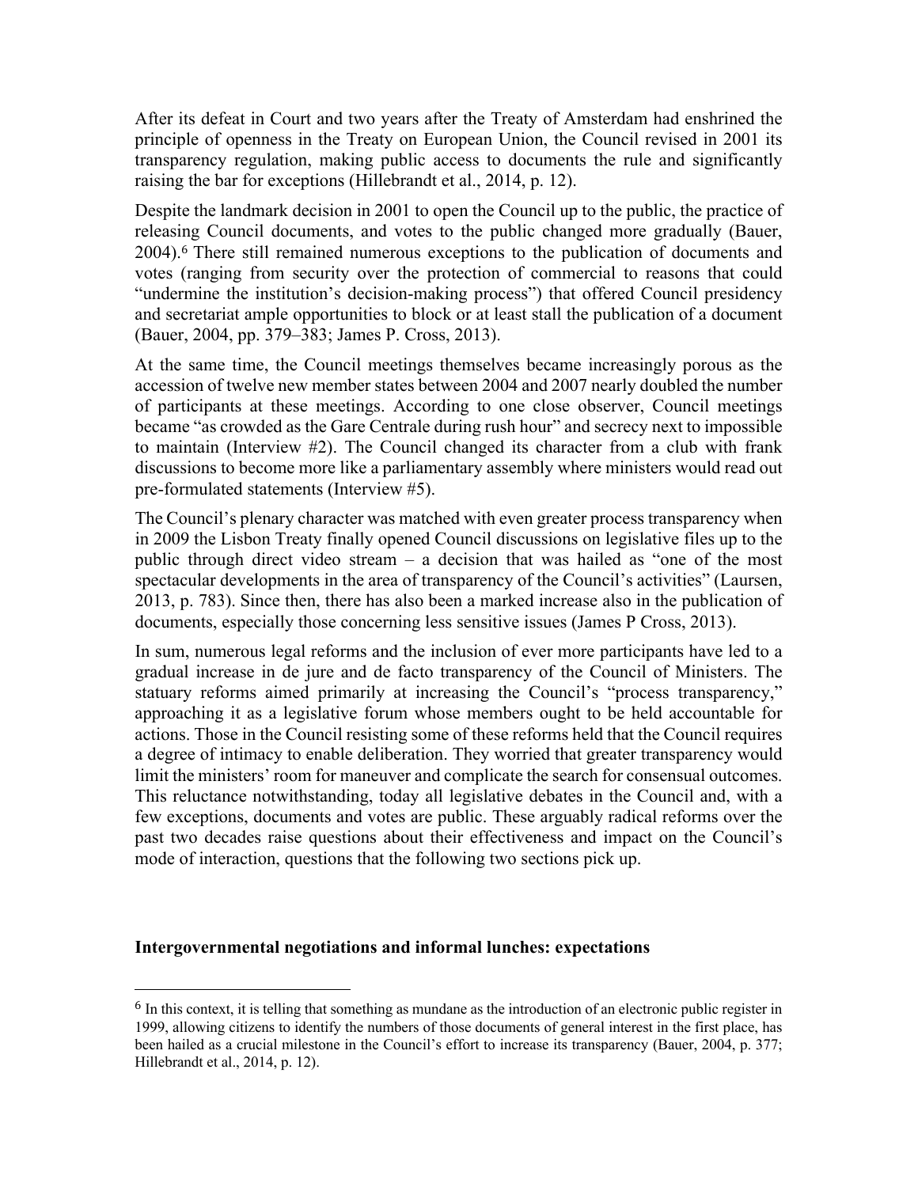After its defeat in Court and two years after the Treaty of Amsterdam had enshrined the principle of openness in the Treaty on European Union, the Council revised in 2001 its transparency regulation, making public access to documents the rule and significantly raising the bar for exceptions (Hillebrandt et al., 2014, p. 12).

Despite the landmark decision in 2001 to open the Council up to the public, the practice of releasing Council documents, and votes to the public changed more gradually (Bauer, 2004).[6] There still remained numerous exceptions to the publication of documents and votes (ranging from security over the protection of commercial to reasons that could "undermine the institution's decision-making process") that offered Council presidency and secretariat ample opportunities to block or at least stall the publication of a document (Bauer, 2004, pp. 379–383; James P. Cross, 2013).

At the same time, the Council meetings themselves became increasingly porous as the accession of twelve new member states between 2004 and 2007 nearly doubled the number of participants at these meetings. According to one close observer, Council meetings became "as crowded as the Gare Centrale during rush hour" and secrecy next to impossible to maintain (Interview #2). The Council changed its character from a club with frank discussions to become more like a parliamentary assembly where ministers would read out pre-formulated statements (Interview #5).

The Council's plenary character was matched with even greater process transparency when in 2009 the Lisbon Treaty finally opened Council discussions on legislative files up to the public through direct video stream – a decision that was hailed as "one of the most spectacular developments in the area of transparency of the Council's activities" (Laursen, 2013, p. 783). Since then, there has also been a marked increase also in the publication of documents, especially those concerning less sensitive issues (James P Cross, 2013).

In sum, numerous legal reforms and the inclusion of ever more participants have led to a gradual increase in de jure and de facto transparency of the Council of Ministers. The statuary reforms aimed primarily at increasing the Council's "process transparency," approaching it as a legislative forum whose members ought to be held accountable for actions. Those in the Council resisting some of these reforms held that the Council requires a degree of intimacy to enable deliberation. They worried that greater transparency would limit the ministers' room for maneuver and complicate the search for consensual outcomes. This reluctance notwithstanding, today all legislative debates in the Council and, with a few exceptions, documents and votes are public. These arguably radical reforms over the past two decades raise questions about their effectiveness and impact on the Council's mode of interaction, questions that the following two sections pick up.

## Intergovernmental negotiations and informal lunches: expectations

[6] In this context, it is telling that something as mundane as the introduction of an electronic public register in 1999, allowing citizens to identify the numbers of those documents of general interest in the first place, has been hailed as a crucial milestone in the Council's effort to increase its transparency (Bauer, 2004, p. 377; Hillebrandt et al., 2014, p. 12).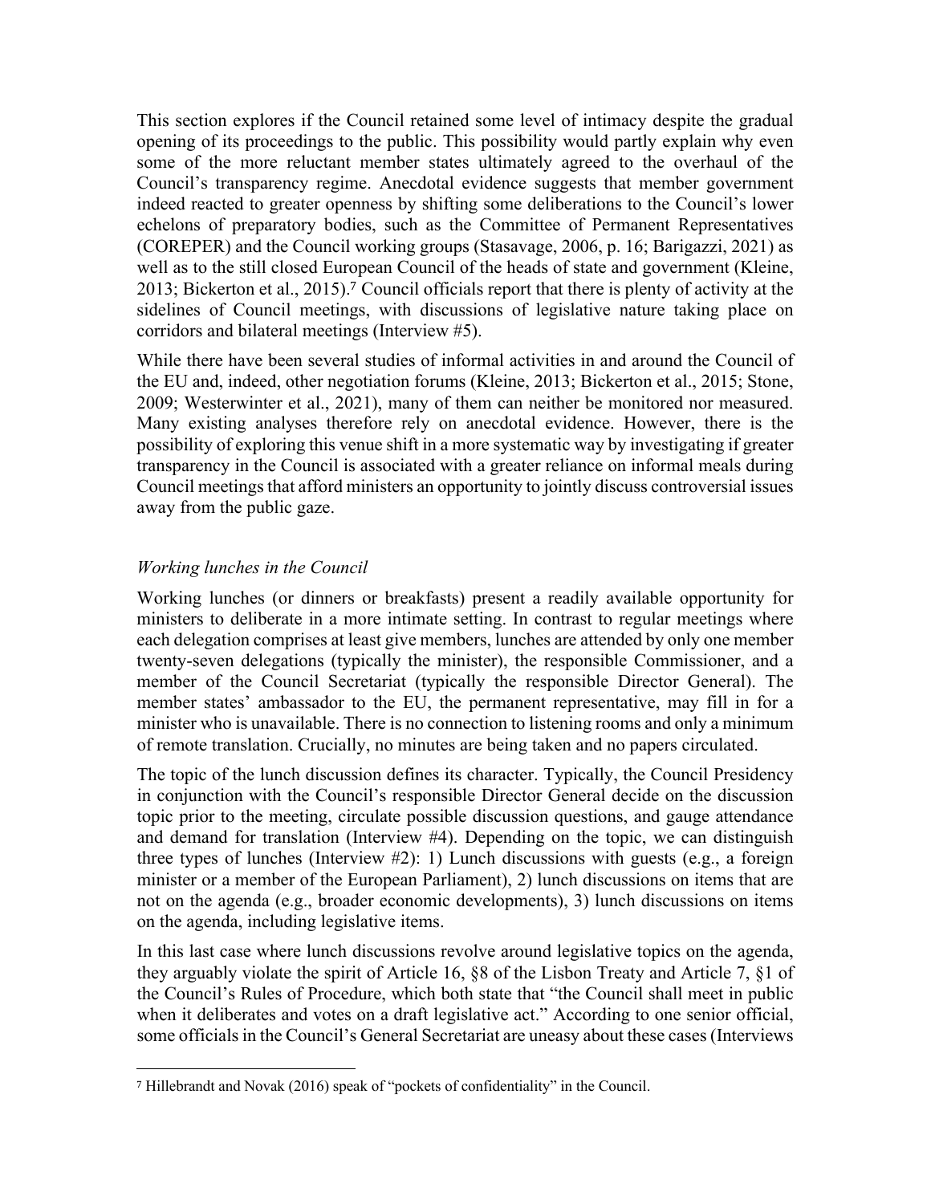This section explores if the Council retained some level of intimacy despite the gradual opening of its proceedings to the public. This possibility would partly explain why even some of the more reluctant member states ultimately agreed to the overhaul of the Council's transparency regime. Anecdotal evidence suggests that member government indeed reacted to greater openness by shifting some deliberations to the Council's lower echelons of preparatory bodies, such as the Committee of Permanent Representatives (COREPER) and the Council working groups (Stasavage, 2006, p. 16; Barigazzi, 2021) as well as to the still closed European Council of the heads of state and government (Kleine, 2013; Bickerton et al., 2015).[7] Council officials report that there is plenty of activity at the sidelines of Council meetings, with discussions of legislative nature taking place on corridors and bilateral meetings (Interview #5).

While there have been several studies of informal activities in and around the Council of the EU and, indeed, other negotiation forums (Kleine, 2013; Bickerton et al., 2015; Stone, 2009; Westerwinter et al., 2021), many of them can neither be monitored nor measured. Many existing analyses therefore rely on anecdotal evidence. However, there is the possibility of exploring this venue shift in a more systematic way by investigating if greater transparency in the Council is associated with a greater reliance on informal meals during Council meetings that afford ministers an opportunity to jointly discuss controversial issues away from the public gaze.

### *Working lunches in the Council*

Working lunches (or dinners or breakfasts) present a readily available opportunity for ministers to deliberate in a more intimate setting. In contrast to regular meetings where each delegation comprises at least give members, lunches are attended by only one member twenty-seven delegations (typically the minister), the responsible Commissioner, and a member of the Council Secretariat (typically the responsible Director General). The member states' ambassador to the EU, the permanent representative, may fill in for a minister who is unavailable. There is no connection to listening rooms and only a minimum of remote translation. Crucially, no minutes are being taken and no papers circulated.

The topic of the lunch discussion defines its character. Typically, the Council Presidency in conjunction with the Council's responsible Director General decide on the discussion topic prior to the meeting, circulate possible discussion questions, and gauge attendance and demand for translation (Interview #4). Depending on the topic, we can distinguish three types of lunches (Interview #2): 1) Lunch discussions with guests (e.g., a foreign minister or a member of the European Parliament), 2) lunch discussions on items that are not on the agenda (e.g., broader economic developments), 3) lunch discussions on items on the agenda, including legislative items.

In this last case where lunch discussions revolve around legislative topics on the agenda, they arguably violate the spirit of Article 16, §8 of the Lisbon Treaty and Article 7, §1 of the Council's Rules of Procedure, which both state that "the Council shall meet in public when it deliberates and votes on a draft legislative act." According to one senior official, some officials in the Council's General Secretariat are uneasy about these cases (Interviews

[7] Hillebrandt and Novak (2016) speak of "pockets of confidentiality" in the Council.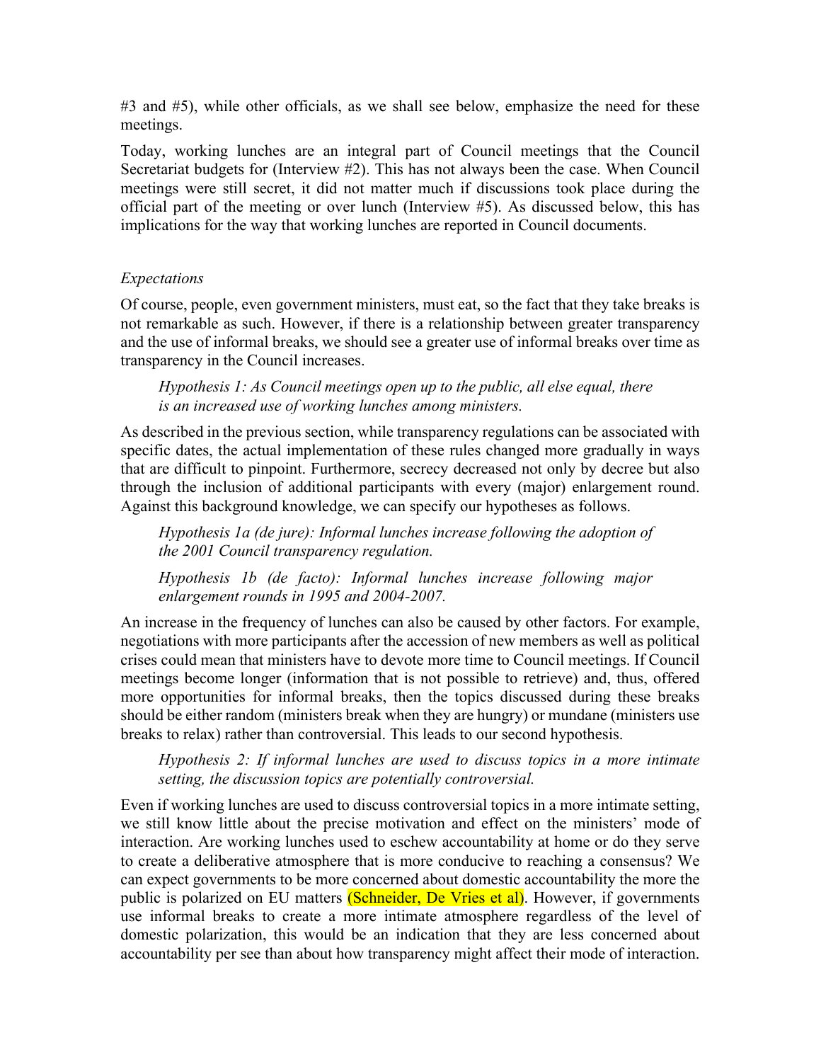#3 and #5), while other officials, as we shall see below, emphasize the need for these meetings.

Today, working lunches are an integral part of Council meetings that the Council Secretariat budgets for (Interview #2). This has not always been the case. When Council meetings were still secret, it did not matter much if discussions took place during the official part of the meeting or over lunch (Interview #5). As discussed below, this has implications for the way that working lunches are reported in Council documents.

*Expectations*

Of course, people, even government ministers, must eat, so the fact that they take breaks is not remarkable as such. However, if there is a relationship between greater transparency and the use of informal breaks, we should see a greater use of informal breaks over time as transparency in the Council increases.

> *Hypothesis 1: As Council meetings open up to the public, all else equal, there is an increased use of working lunches among ministers.*

As described in the previous section, while transparency regulations can be associated with specific dates, the actual implementation of these rules changed more gradually in ways that are difficult to pinpoint. Furthermore, secrecy decreased not only by decree but also through the inclusion of additional participants with every (major) enlargement round. Against this background knowledge, we can specify our hypotheses as follows.

> *Hypothesis 1a (de jure): Informal lunches increase following the adoption of the 2001 Council transparency regulation.*

> *Hypothesis 1b (de facto): Informal lunches increase following major enlargement rounds in 1995 and 2004-2007.*

An increase in the frequency of lunches can also be caused by other factors. For example, negotiations with more participants after the accession of new members as well as political crises could mean that ministers have to devote more time to Council meetings. If Council meetings become longer (information that is not possible to retrieve) and, thus, offered more opportunities for informal breaks, then the topics discussed during these breaks should be either random (ministers break when they are hungry) or mundane (ministers use breaks to relax) rather than controversial. This leads to our second hypothesis.

> *Hypothesis 2: If informal lunches are used to discuss topics in a more intimate setting, the discussion topics are potentially controversial.*

Even if working lunches are used to discuss controversial topics in a more intimate setting, we still know little about the precise motivation and effect on the ministers' mode of interaction. Are working lunches used to eschew accountability at home or do they serve to create a deliberative atmosphere that is more conducive to reaching a consensus? We can expect governments to be more concerned about domestic accountability the more the public is polarized on EU matters (Schneider, De Vries et al). However, if governments use informal breaks to create a more intimate atmosphere regardless of the level of domestic polarization, this would be an indication that they are less concerned about accountability per see than about how transparency might affect their mode of interaction.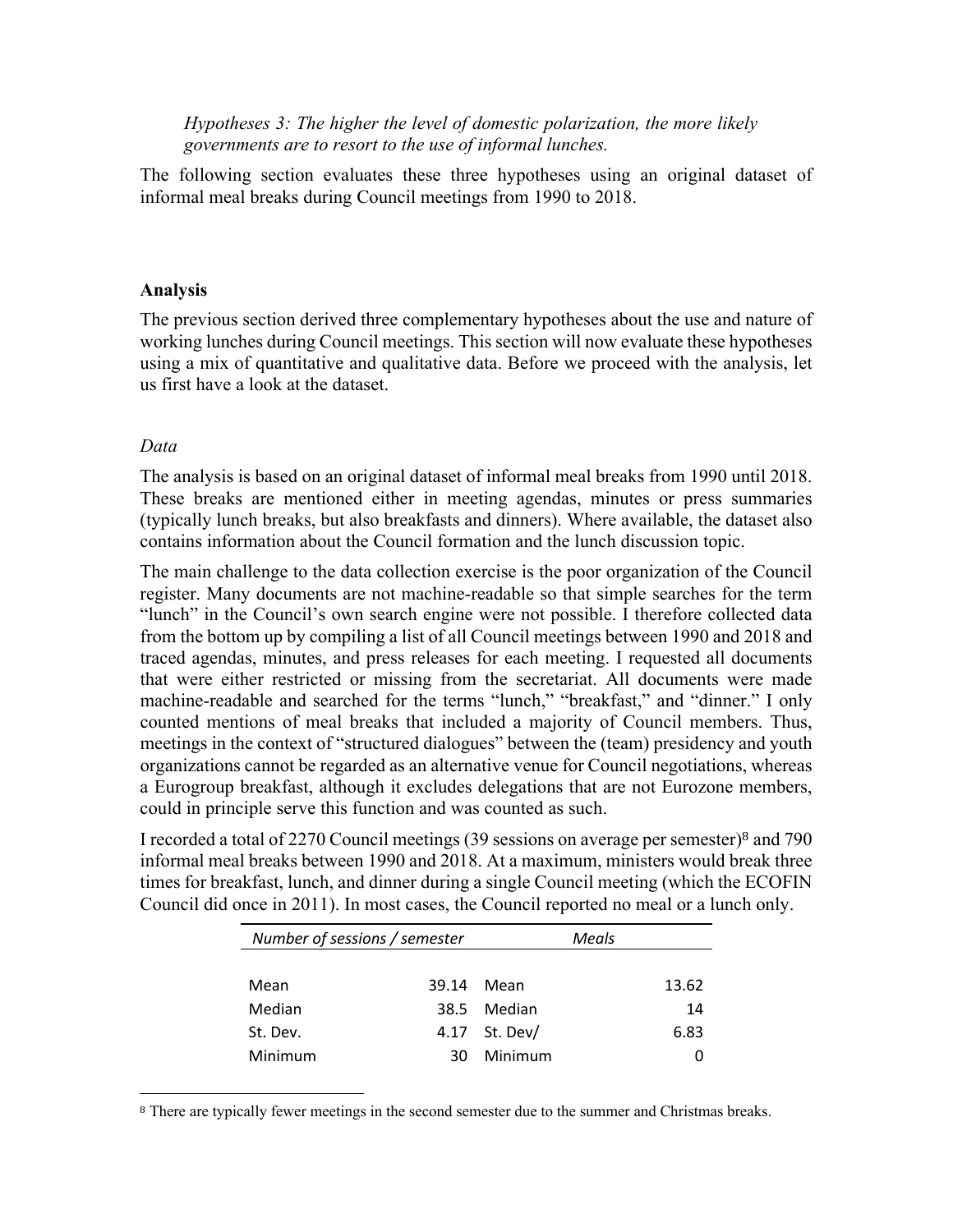*Hypotheses 3: The higher the level of domestic polarization, the more likely governments are to resort to the use of informal lunches.*

The following section evaluates these three hypotheses using an original dataset of informal meal breaks during Council meetings from 1990 to 2018.

## Analysis

The previous section derived three complementary hypotheses about the use and nature of working lunches during Council meetings. This section will now evaluate these hypotheses using a mix of quantitative and qualitative data. Before we proceed with the analysis, let us first have a look at the dataset.

### *Data*

The analysis is based on an original dataset of informal meal breaks from 1990 until 2018. These breaks are mentioned either in meeting agendas, minutes or press summaries (typically lunch breaks, but also breakfasts and dinners). Where available, the dataset also contains information about the Council formation and the lunch discussion topic.

The main challenge to the data collection exercise is the poor organization of the Council register. Many documents are not machine-readable so that simple searches for the term "lunch" in the Council's own search engine were not possible. I therefore collected data from the bottom up by compiling a list of all Council meetings between 1990 and 2018 and traced agendas, minutes, and press releases for each meeting. I requested all documents that were either restricted or missing from the secretariat. All documents were made machine-readable and searched for the terms "lunch," "breakfast," and "dinner." I only counted mentions of meal breaks that included a majority of Council members. Thus, meetings in the context of "structured dialogues" between the (team) presidency and youth organizations cannot be regarded as an alternative venue for Council negotiations, whereas a Eurogroup breakfast, although it excludes delegations that are not Eurozone members, could in principle serve this function and was counted as such.

I recorded a total of 2270 Council meetings (39 sessions on average per semester)[8] and 790 informal meal breaks between 1990 and 2018. At a maximum, ministers would break three times for breakfast, lunch, and dinner during a single Council meeting (which the ECOFIN Council did once in 2011). In most cases, the Council reported no meal or a lunch only.

| *Number of sessions / semester* | | *Meals* | |
|---|---|---|---|
| Mean | 39.14 | Mean | 13.62 |
| Median | 38.5 | Median | 14 |
| St. Dev. | 4.17 | St. Dev/ | 6.83 |
| Minimum | 30 | Minimum | 0 |

[8] There are typically fewer meetings in the second semester due to the summer and Christmas breaks.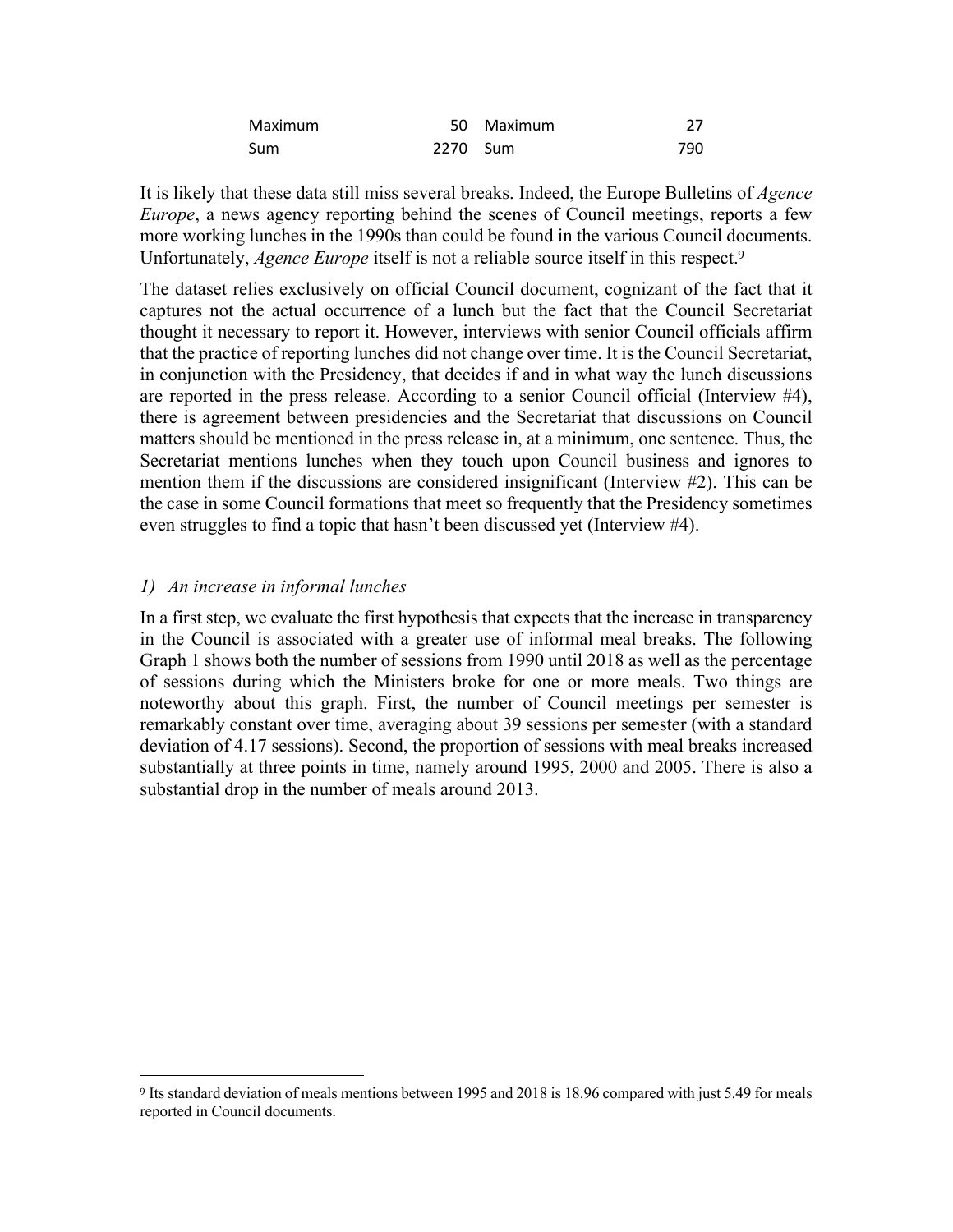| | | | |
|---|---|---|---|
| Maximum | 50 | Maximum | 27 |
| Sum | 2270 | Sum | 790 |

It is likely that these data still miss several breaks. Indeed, the Europe Bulletins of *Agence Europe*, a news agency reporting behind the scenes of Council meetings, reports a few more working lunches in the 1990s than could be found in the various Council documents. Unfortunately, *Agence Europe* itself is not a reliable source itself in this respect.[9]

The dataset relies exclusively on official Council document, cognizant of the fact that it captures not the actual occurrence of a lunch but the fact that the Council Secretariat thought it necessary to report it. However, interviews with senior Council officials affirm that the practice of reporting lunches did not change over time. It is the Council Secretariat, in conjunction with the Presidency, that decides if and in what way the lunch discussions are reported in the press release. According to a senior Council official (Interview #4), there is agreement between presidencies and the Secretariat that discussions on Council matters should be mentioned in the press release in, at a minimum, one sentence. Thus, the Secretariat mentions lunches when they touch upon Council business and ignores to mention them if the discussions are considered insignificant (Interview #2). This can be the case in some Council formations that meet so frequently that the Presidency sometimes even struggles to find a topic that hasn't been discussed yet (Interview #4).

### *1) An increase in informal lunches*

In a first step, we evaluate the first hypothesis that expects that the increase in transparency in the Council is associated with a greater use of informal meal breaks. The following Graph 1 shows both the number of sessions from 1990 until 2018 as well as the percentage of sessions during which the Ministers broke for one or more meals. Two things are noteworthy about this graph. First, the number of Council meetings per semester is remarkably constant over time, averaging about 39 sessions per semester (with a standard deviation of 4.17 sessions). Second, the proportion of sessions with meal breaks increased substantially at three points in time, namely around 1995, 2000 and 2005. There is also a substantial drop in the number of meals around 2013.

[9] Its standard deviation of meals mentions between 1995 and 2018 is 18.96 compared with just 5.49 for meals reported in Council documents.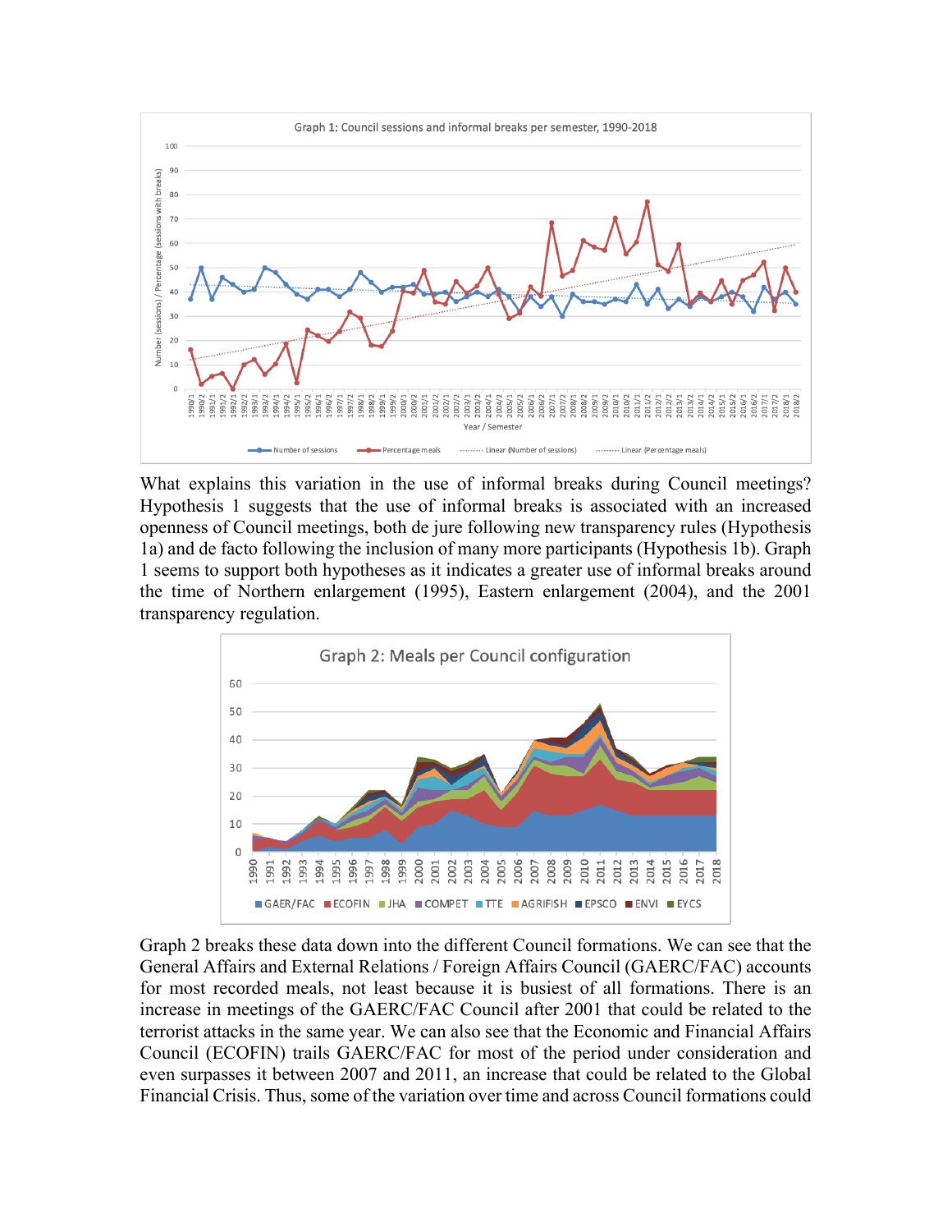What explains this variation in the use of informal breaks during Council meetings? Hypothesis 1 suggests that the use of informal breaks is associated with an increased openness of Council meetings, both de jure following new transparency rules (Hypothesis 1a) and de facto following the inclusion of many more participants (Hypothesis 1b). Graph 1 seems to support both hypotheses as it indicates a greater use of informal breaks around the time of Northern enlargement (1995), Eastern enlargement (2004), and the 2001 transparency regulation.

Graph 2 breaks these data down into the different Council formations. We can see that the General Affairs and External Relations / Foreign Affairs Council (GAERC/FAC) accounts for most recorded meals, not least because it is busiest of all formations. There is an increase in meetings of the GAERC/FAC Council after 2001 that could be related to the terrorist attacks in the same year. We can also see that the Economic and Financial Affairs Council (ECOFIN) trails GAERC/FAC for most of the period under consideration and even surpasses it between 2007 and 2011, an increase that could be related to the Global Financial Crisis. Thus, some of the variation over time and across Council formations could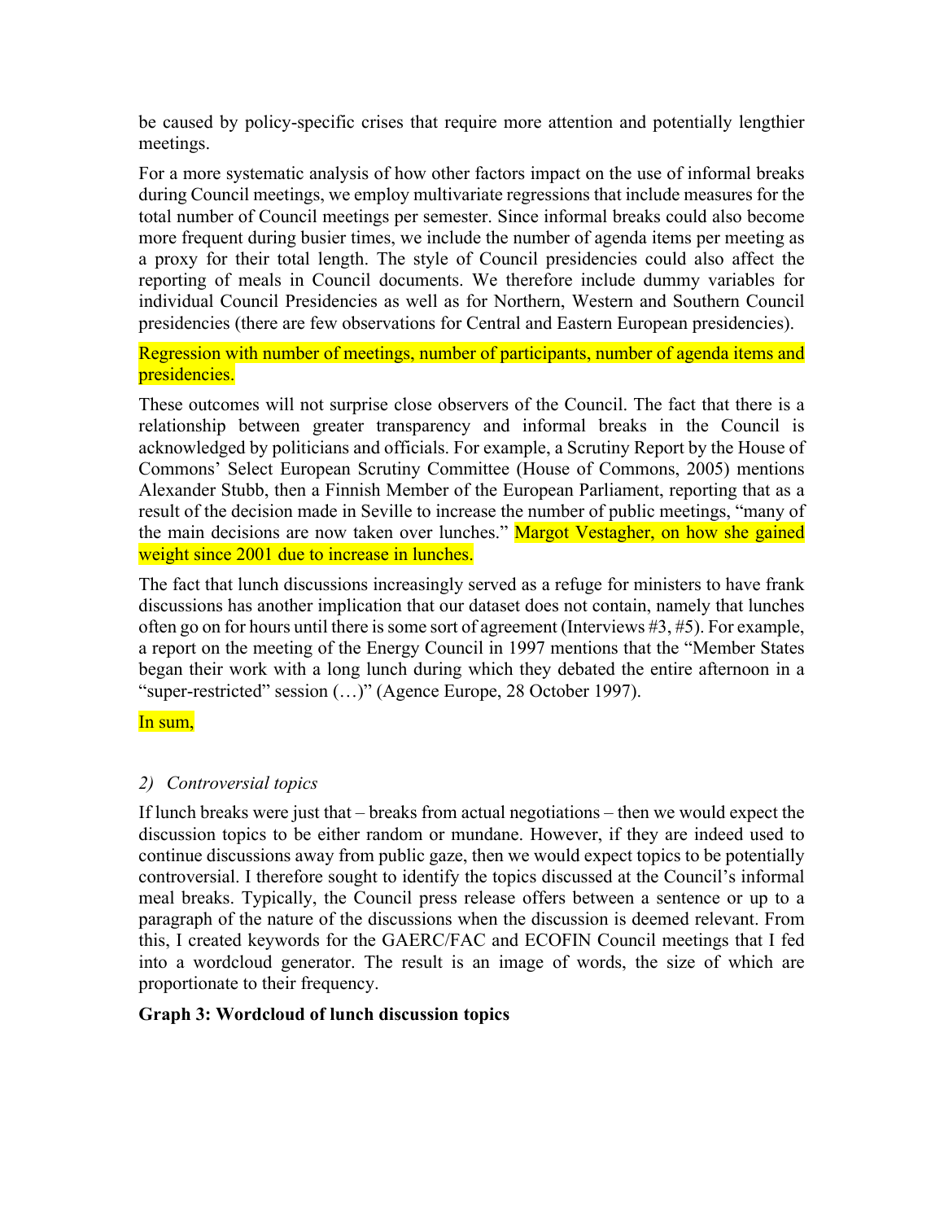be caused by policy-specific crises that require more attention and potentially lengthier meetings.

For a more systematic analysis of how other factors impact on the use of informal breaks during Council meetings, we employ multivariate regressions that include measures for the total number of Council meetings per semester. Since informal breaks could also become more frequent during busier times, we include the number of agenda items per meeting as a proxy for their total length. The style of Council presidencies could also affect the reporting of meals in Council documents. We therefore include dummy variables for individual Council Presidencies as well as for Northern, Western and Southern Council presidencies (there are few observations for Central and Eastern European presidencies).

Regression with number of meetings, number of participants, number of agenda items and presidencies.

These outcomes will not surprise close observers of the Council. The fact that there is a relationship between greater transparency and informal breaks in the Council is acknowledged by politicians and officials. For example, a Scrutiny Report by the House of Commons' Select European Scrutiny Committee (House of Commons, 2005) mentions Alexander Stubb, then a Finnish Member of the European Parliament, reporting that as a result of the decision made in Seville to increase the number of public meetings, "many of the main decisions are now taken over lunches." Margot Vestagher, on how she gained weight since 2001 due to increase in lunches.

The fact that lunch discussions increasingly served as a refuge for ministers to have frank discussions has another implication that our dataset does not contain, namely that lunches often go on for hours until there is some sort of agreement (Interviews #3, #5). For example, a report on the meeting of the Energy Council in 1997 mentions that the "Member States began their work with a long lunch during which they debated the entire afternoon in a "super-restricted" session (…)" (Agence Europe, 28 October 1997).

In sum,

### 2) *Controversial topics*

If lunch breaks were just that – breaks from actual negotiations – then we would expect the discussion topics to be either random or mundane. However, if they are indeed used to continue discussions away from public gaze, then we would expect topics to be potentially controversial. I therefore sought to identify the topics discussed at the Council's informal meal breaks. Typically, the Council press release offers between a sentence or up to a paragraph of the nature of the discussions when the discussion is deemed relevant. From this, I created keywords for the GAERC/FAC and ECOFIN Council meetings that I fed into a wordcloud generator. The result is an image of words, the size of which are proportionate to their frequency.

**Graph 3: Wordcloud of lunch discussion topics**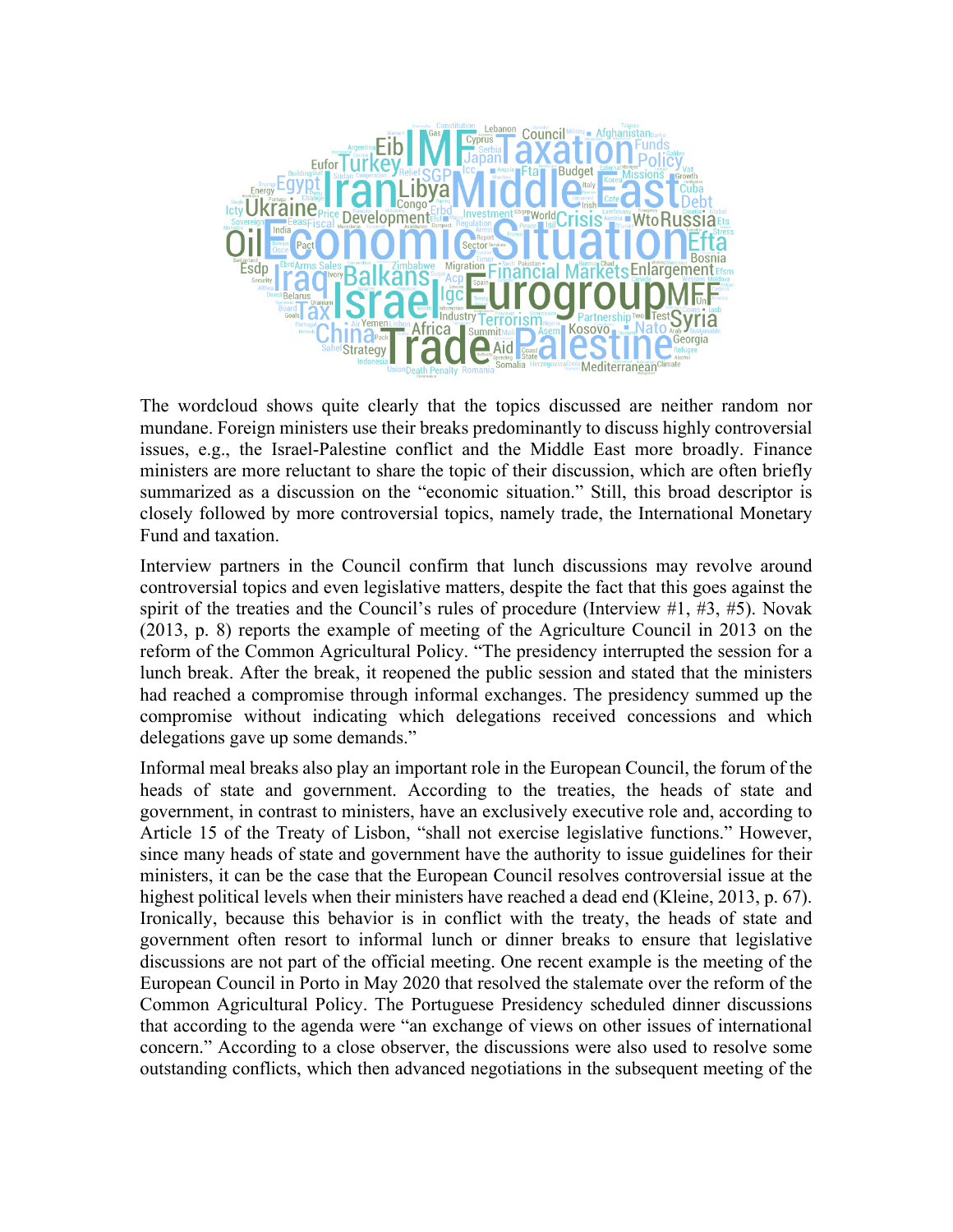The wordcloud shows quite clearly that the topics discussed are neither random nor mundane. Foreign ministers use their breaks predominantly to discuss highly controversial issues, e.g., the Israel-Palestine conflict and the Middle East more broadly. Finance ministers are more reluctant to share the topic of their discussion, which are often briefly summarized as a discussion on the "economic situation." Still, this broad descriptor is closely followed by more controversial topics, namely trade, the International Monetary Fund and taxation.

Interview partners in the Council confirm that lunch discussions may revolve around controversial topics and even legislative matters, despite the fact that this goes against the spirit of the treaties and the Council's rules of procedure (Interview #1, #3, #5). Novak (2013, p. 8) reports the example of meeting of the Agriculture Council in 2013 on the reform of the Common Agricultural Policy. "The presidency interrupted the session for a lunch break. After the break, it reopened the public session and stated that the ministers had reached a compromise through informal exchanges. The presidency summed up the compromise without indicating which delegations received concessions and which delegations gave up some demands."

Informal meal breaks also play an important role in the European Council, the forum of the heads of state and government. According to the treaties, the heads of state and government, in contrast to ministers, have an exclusively executive role and, according to Article 15 of the Treaty of Lisbon, "shall not exercise legislative functions." However, since many heads of state and government have the authority to issue guidelines for their ministers, it can be the case that the European Council resolves controversial issue at the highest political levels when their ministers have reached a dead end (Kleine, 2013, p. 67). Ironically, because this behavior is in conflict with the treaty, the heads of state and government often resort to informal lunch or dinner breaks to ensure that legislative discussions are not part of the official meeting. One recent example is the meeting of the European Council in Porto in May 2020 that resolved the stalemate over the reform of the Common Agricultural Policy. The Portuguese Presidency scheduled dinner discussions that according to the agenda were "an exchange of views on other issues of international concern." According to a close observer, the discussions were also used to resolve some outstanding conflicts, which then advanced negotiations in the subsequent meeting of the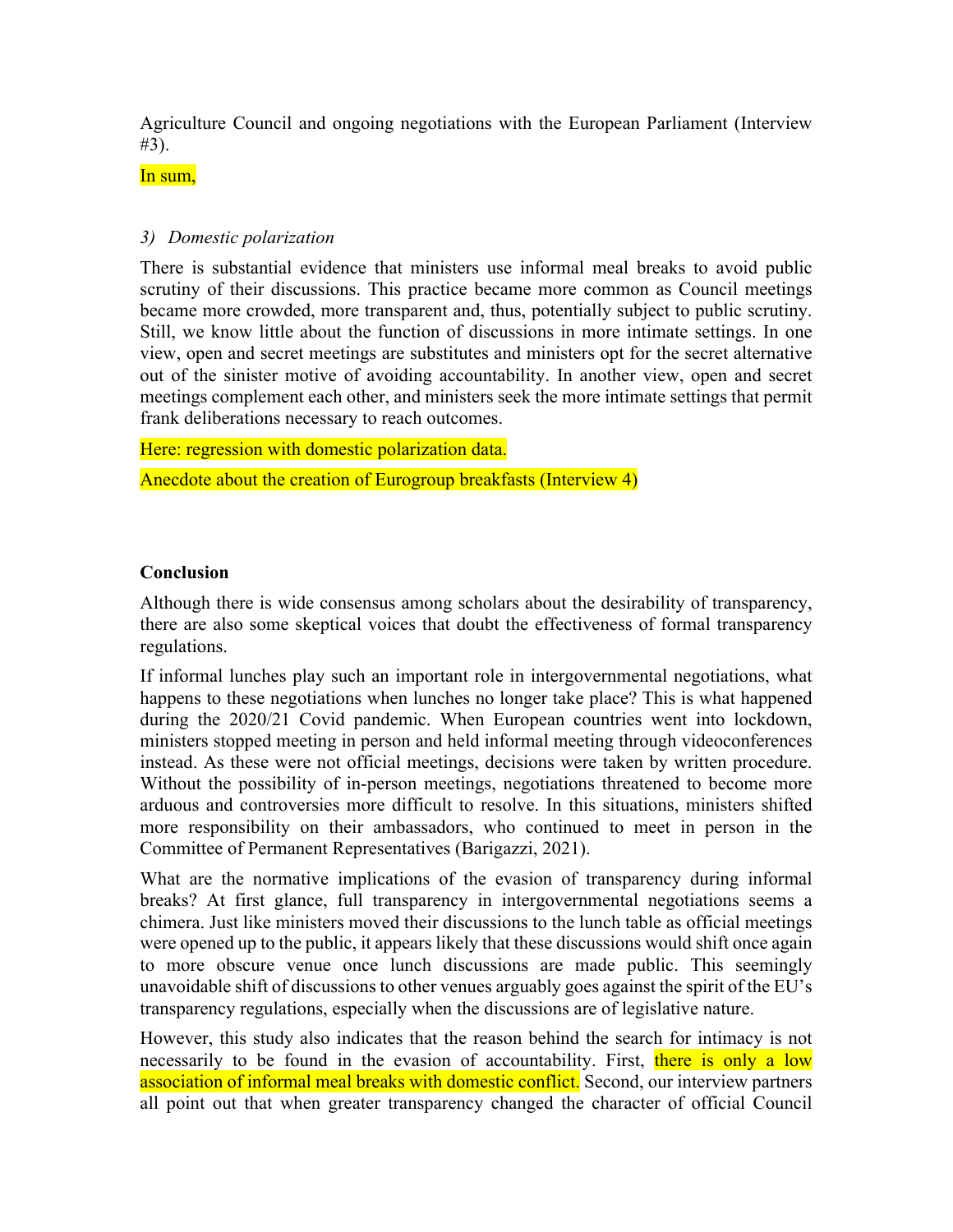Agriculture Council and ongoing negotiations with the European Parliament (Interview #3).

In sum,

*3) Domestic polarization*

There is substantial evidence that ministers use informal meal breaks to avoid public scrutiny of their discussions. This practice became more common as Council meetings became more crowded, more transparent and, thus, potentially subject to public scrutiny. Still, we know little about the function of discussions in more intimate settings. In one view, open and secret meetings are substitutes and ministers opt for the secret alternative out of the sinister motive of avoiding accountability. In another view, open and secret meetings complement each other, and ministers seek the more intimate settings that permit frank deliberations necessary to reach outcomes.

Here: regression with domestic polarization data.

Anecdote about the creation of Eurogroup breakfasts (Interview 4)

**Conclusion**

Although there is wide consensus among scholars about the desirability of transparency, there are also some skeptical voices that doubt the effectiveness of formal transparency regulations.

If informal lunches play such an important role in intergovernmental negotiations, what happens to these negotiations when lunches no longer take place? This is what happened during the 2020/21 Covid pandemic. When European countries went into lockdown, ministers stopped meeting in person and held informal meeting through videoconferences instead. As these were not official meetings, decisions were taken by written procedure. Without the possibility of in-person meetings, negotiations threatened to become more arduous and controversies more difficult to resolve. In this situations, ministers shifted more responsibility on their ambassadors, who continued to meet in person in the Committee of Permanent Representatives (Barigazzi, 2021).

What are the normative implications of the evasion of transparency during informal breaks? At first glance, full transparency in intergovernmental negotiations seems a chimera. Just like ministers moved their discussions to the lunch table as official meetings were opened up to the public, it appears likely that these discussions would shift once again to more obscure venue once lunch discussions are made public. This seemingly unavoidable shift of discussions to other venues arguably goes against the spirit of the EU's transparency regulations, especially when the discussions are of legislative nature.

However, this study also indicates that the reason behind the search for intimacy is not necessarily to be found in the evasion of accountability. First, there is only a low association of informal meal breaks with domestic conflict. Second, our interview partners all point out that when greater transparency changed the character of official Council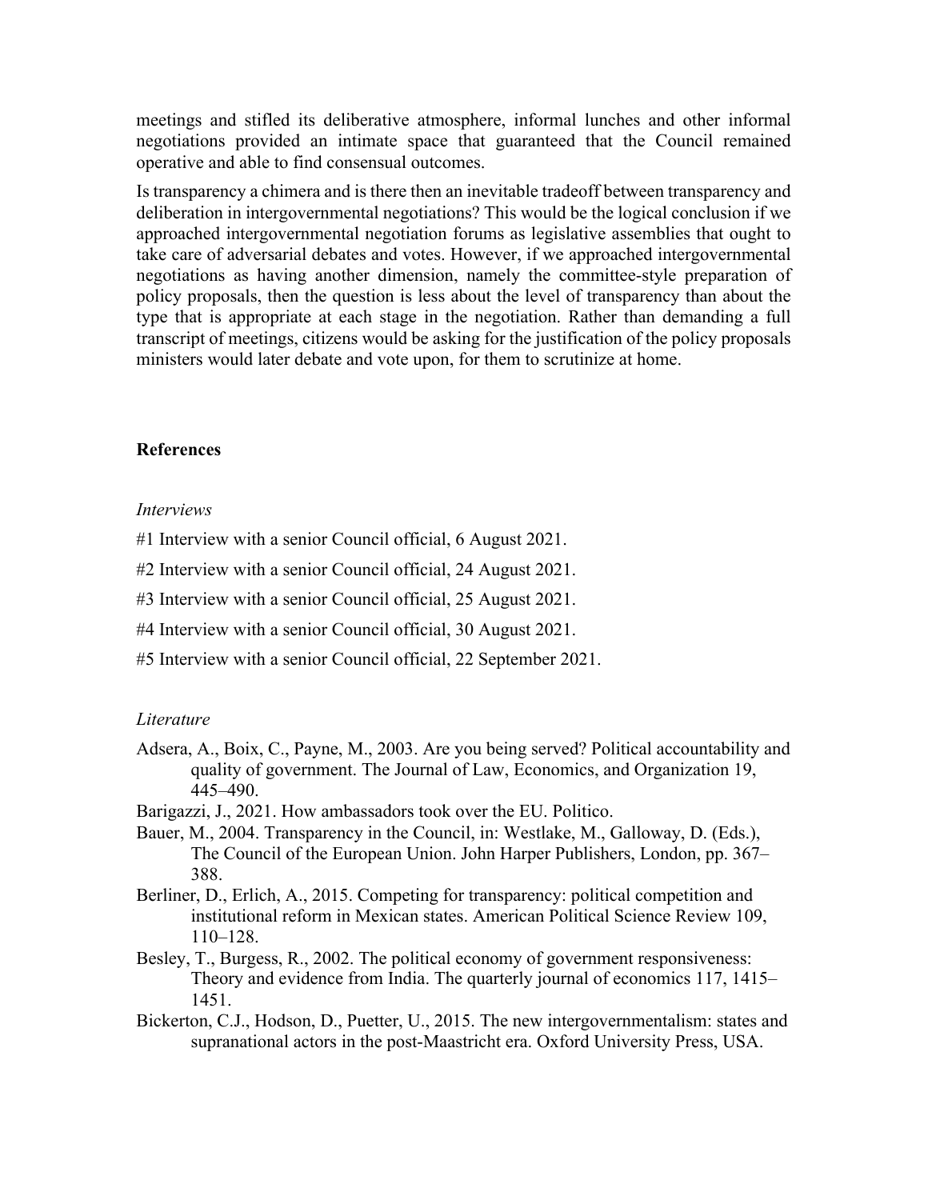meetings and stifled its deliberative atmosphere, informal lunches and other informal negotiations provided an intimate space that guaranteed that the Council remained operative and able to find consensual outcomes.

Is transparency a chimera and is there then an inevitable tradeoff between transparency and deliberation in intergovernmental negotiations? This would be the logical conclusion if we approached intergovernmental negotiation forums as legislative assemblies that ought to take care of adversarial debates and votes. However, if we approached intergovernmental negotiations as having another dimension, namely the committee-style preparation of policy proposals, then the question is less about the level of transparency than about the type that is appropriate at each stage in the negotiation. Rather than demanding a full transcript of meetings, citizens would be asking for the justification of the policy proposals ministers would later debate and vote upon, for them to scrutinize at home.

## References

*Interviews*

#1 Interview with a senior Council official, 6 August 2021.

#2 Interview with a senior Council official, 24 August 2021.

#3 Interview with a senior Council official, 25 August 2021.

#4 Interview with a senior Council official, 30 August 2021.

#5 Interview with a senior Council official, 22 September 2021.

*Literature*

Adsera, A., Boix, C., Payne, M., 2003. Are you being served? Political accountability and quality of government. The Journal of Law, Economics, and Organization 19, 445–490.

Barigazzi, J., 2021. How ambassadors took over the EU. Politico.

Bauer, M., 2004. Transparency in the Council, in: Westlake, M., Galloway, D. (Eds.), The Council of the European Union. John Harper Publishers, London, pp. 367–388.

Berliner, D., Erlich, A., 2015. Competing for transparency: political competition and institutional reform in Mexican states. American Political Science Review 109, 110–128.

Besley, T., Burgess, R., 2002. The political economy of government responsiveness: Theory and evidence from India. The quarterly journal of economics 117, 1415–1451.

Bickerton, C.J., Hodson, D., Puetter, U., 2015. The new intergovernmentalism: states and supranational actors in the post-Maastricht era. Oxford University Press, USA.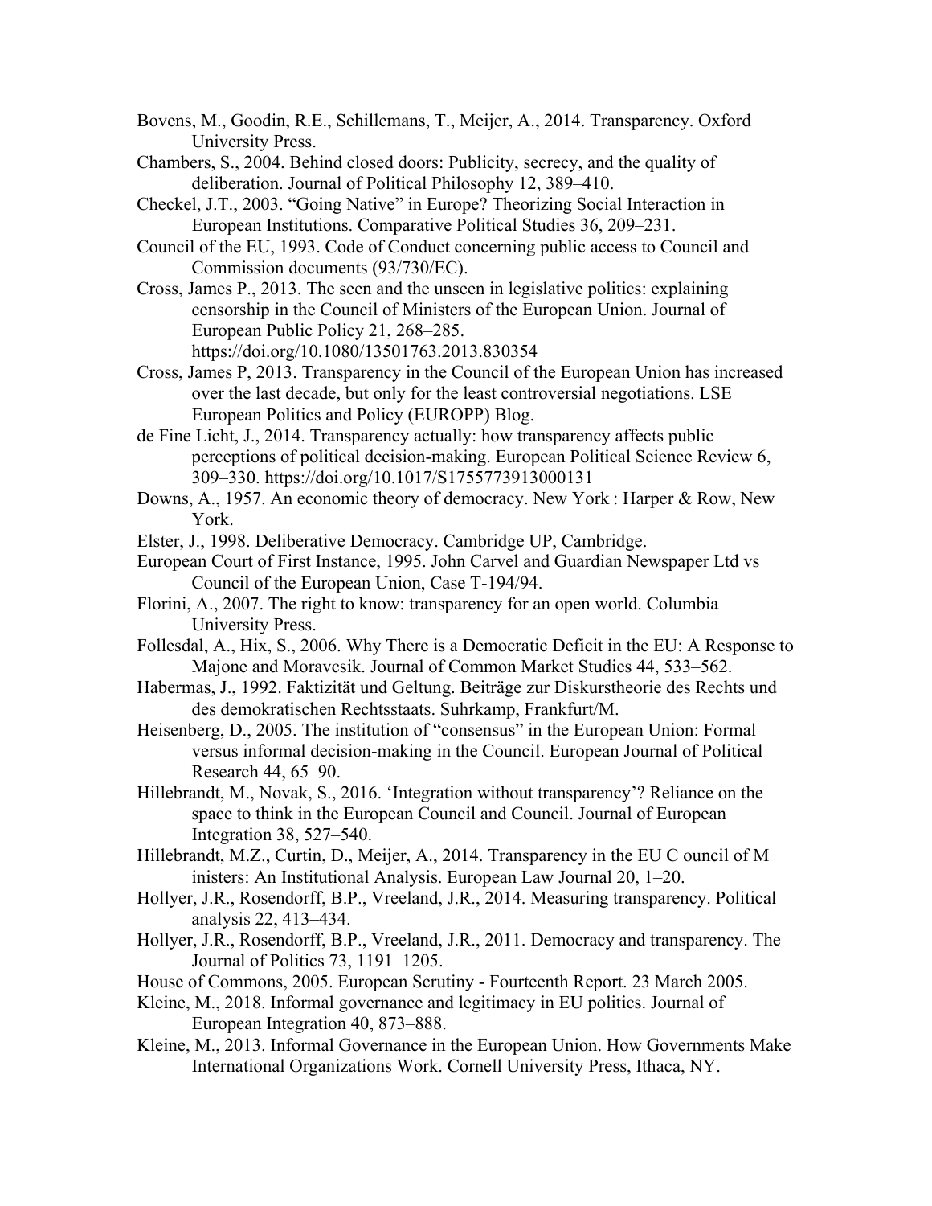Bovens, M., Goodin, R.E., Schillemans, T., Meijer, A., 2014. Transparency. Oxford University Press.

Chambers, S., 2004. Behind closed doors: Publicity, secrecy, and the quality of deliberation. Journal of Political Philosophy 12, 389–410.

Checkel, J.T., 2003. "Going Native" in Europe? Theorizing Social Interaction in European Institutions. Comparative Political Studies 36, 209–231.

Council of the EU, 1993. Code of Conduct concerning public access to Council and Commission documents (93/730/EC).

Cross, James P., 2013. The seen and the unseen in legislative politics: explaining censorship in the Council of Ministers of the European Union. Journal of European Public Policy 21, 268–285. https://doi.org/10.1080/13501763.2013.830354

Cross, James P, 2013. Transparency in the Council of the European Union has increased over the last decade, but only for the least controversial negotiations. LSE European Politics and Policy (EUROPP) Blog.

de Fine Licht, J., 2014. Transparency actually: how transparency affects public perceptions of political decision-making. European Political Science Review 6, 309–330. https://doi.org/10.1017/S1755773913000131

Downs, A., 1957. An economic theory of democracy. New York : Harper & Row, New York.

Elster, J., 1998. Deliberative Democracy. Cambridge UP, Cambridge.

European Court of First Instance, 1995. John Carvel and Guardian Newspaper Ltd vs Council of the European Union, Case T-194/94.

Florini, A., 2007. The right to know: transparency for an open world. Columbia University Press.

Follesdal, A., Hix, S., 2006. Why There is a Democratic Deficit in the EU: A Response to Majone and Moravcsik. Journal of Common Market Studies 44, 533–562.

Habermas, J., 1992. Faktizität und Geltung. Beiträge zur Diskurstheorie des Rechts und des demokratischen Rechtsstaats. Suhrkamp, Frankfurt/M.

Heisenberg, D., 2005. The institution of "consensus" in the European Union: Formal versus informal decision-making in the Council. European Journal of Political Research 44, 65–90.

Hillebrandt, M., Novak, S., 2016. 'Integration without transparency'? Reliance on the space to think in the European Council and Council. Journal of European Integration 38, 527–540.

Hillebrandt, M.Z., Curtin, D., Meijer, A., 2014. Transparency in the EU C ouncil of M inisters: An Institutional Analysis. European Law Journal 20, 1–20.

Hollyer, J.R., Rosendorff, B.P., Vreeland, J.R., 2014. Measuring transparency. Political analysis 22, 413–434.

Hollyer, J.R., Rosendorff, B.P., Vreeland, J.R., 2011. Democracy and transparency. The Journal of Politics 73, 1191–1205.

House of Commons, 2005. European Scrutiny - Fourteenth Report. 23 March 2005.

Kleine, M., 2018. Informal governance and legitimacy in EU politics. Journal of European Integration 40, 873–888.

Kleine, M., 2013. Informal Governance in the European Union. How Governments Make International Organizations Work. Cornell University Press, Ithaca, NY.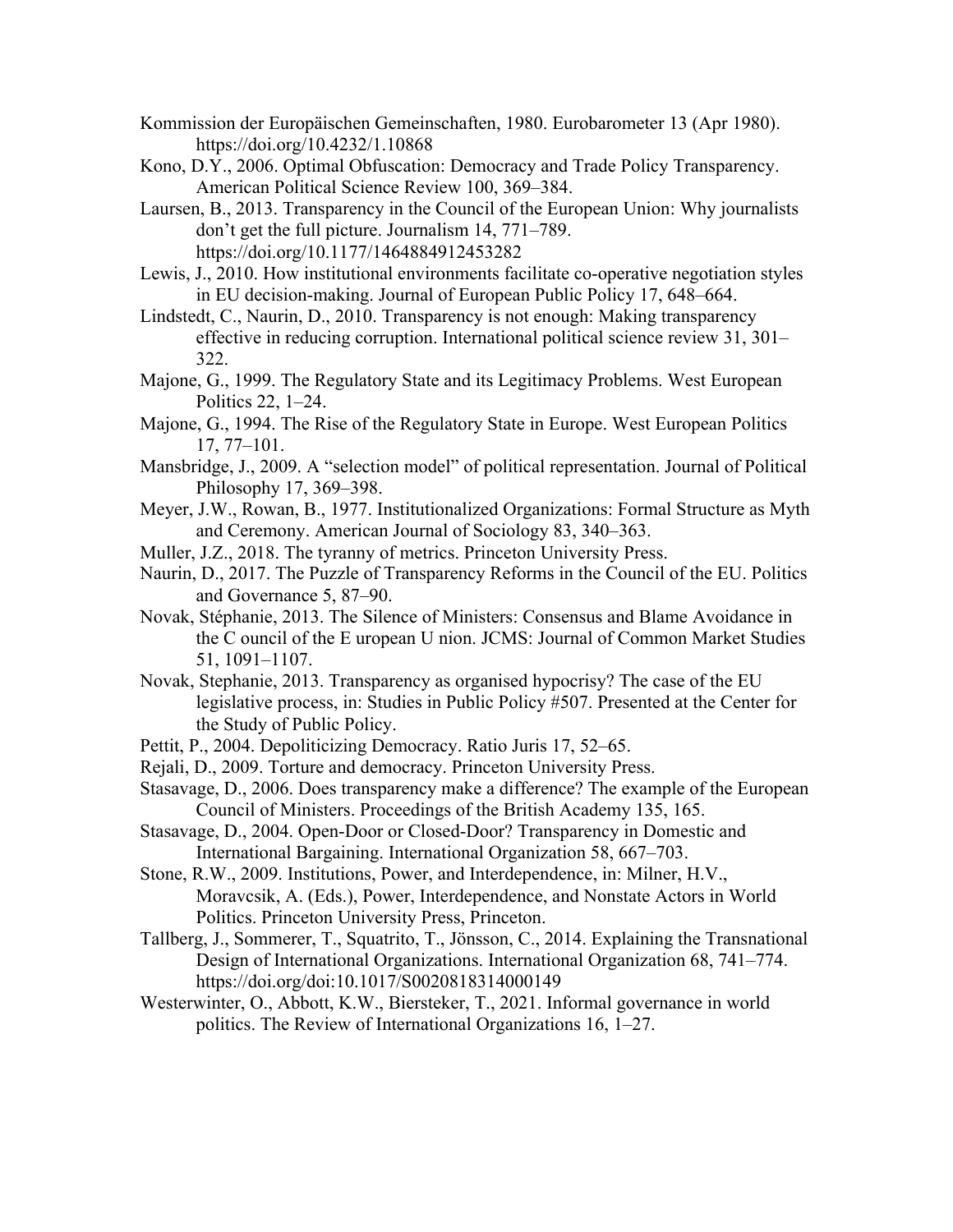Kommission der Europäischen Gemeinschaften, 1980. Eurobarometer 13 (Apr 1980). https://doi.org/10.4232/1.10868

Kono, D.Y., 2006. Optimal Obfuscation: Democracy and Trade Policy Transparency. American Political Science Review 100, 369–384.

Laursen, B., 2013. Transparency in the Council of the European Union: Why journalists don't get the full picture. Journalism 14, 771–789. https://doi.org/10.1177/1464884912453282

Lewis, J., 2010. How institutional environments facilitate co-operative negotiation styles in EU decision-making. Journal of European Public Policy 17, 648–664.

Lindstedt, C., Naurin, D., 2010. Transparency is not enough: Making transparency effective in reducing corruption. International political science review 31, 301–322.

Majone, G., 1999. The Regulatory State and its Legitimacy Problems. West European Politics 22, 1–24.

Majone, G., 1994. The Rise of the Regulatory State in Europe. West European Politics 17, 77–101.

Mansbridge, J., 2009. A "selection model" of political representation. Journal of Political Philosophy 17, 369–398.

Meyer, J.W., Rowan, B., 1977. Institutionalized Organizations: Formal Structure as Myth and Ceremony. American Journal of Sociology 83, 340–363.

Muller, J.Z., 2018. The tyranny of metrics. Princeton University Press.

Naurin, D., 2017. The Puzzle of Transparency Reforms in the Council of the EU. Politics and Governance 5, 87–90.

Novak, Stéphanie, 2013. The Silence of Ministers: Consensus and Blame Avoidance in the C ouncil of the E uropean U nion. JCMS: Journal of Common Market Studies 51, 1091–1107.

Novak, Stephanie, 2013. Transparency as organised hypocrisy? The case of the EU legislative process, in: Studies in Public Policy #507. Presented at the Center for the Study of Public Policy.

Pettit, P., 2004. Depoliticizing Democracy. Ratio Juris 17, 52–65.

Rejali, D., 2009. Torture and democracy. Princeton University Press.

Stasavage, D., 2006. Does transparency make a difference? The example of the European Council of Ministers. Proceedings of the British Academy 135, 165.

Stasavage, D., 2004. Open-Door or Closed-Door? Transparency in Domestic and International Bargaining. International Organization 58, 667–703.

Stone, R.W., 2009. Institutions, Power, and Interdependence, in: Milner, H.V., Moravcsik, A. (Eds.), Power, Interdependence, and Nonstate Actors in World Politics. Princeton University Press, Princeton.

Tallberg, J., Sommerer, T., Squatrito, T., Jönsson, C., 2014. Explaining the Transnational Design of International Organizations. International Organization 68, 741–774. https://doi.org/doi:10.1017/S0020818314000149

Westerwinter, O., Abbott, K.W., Biersteker, T., 2021. Informal governance in world politics. The Review of International Organizations 16, 1–27.